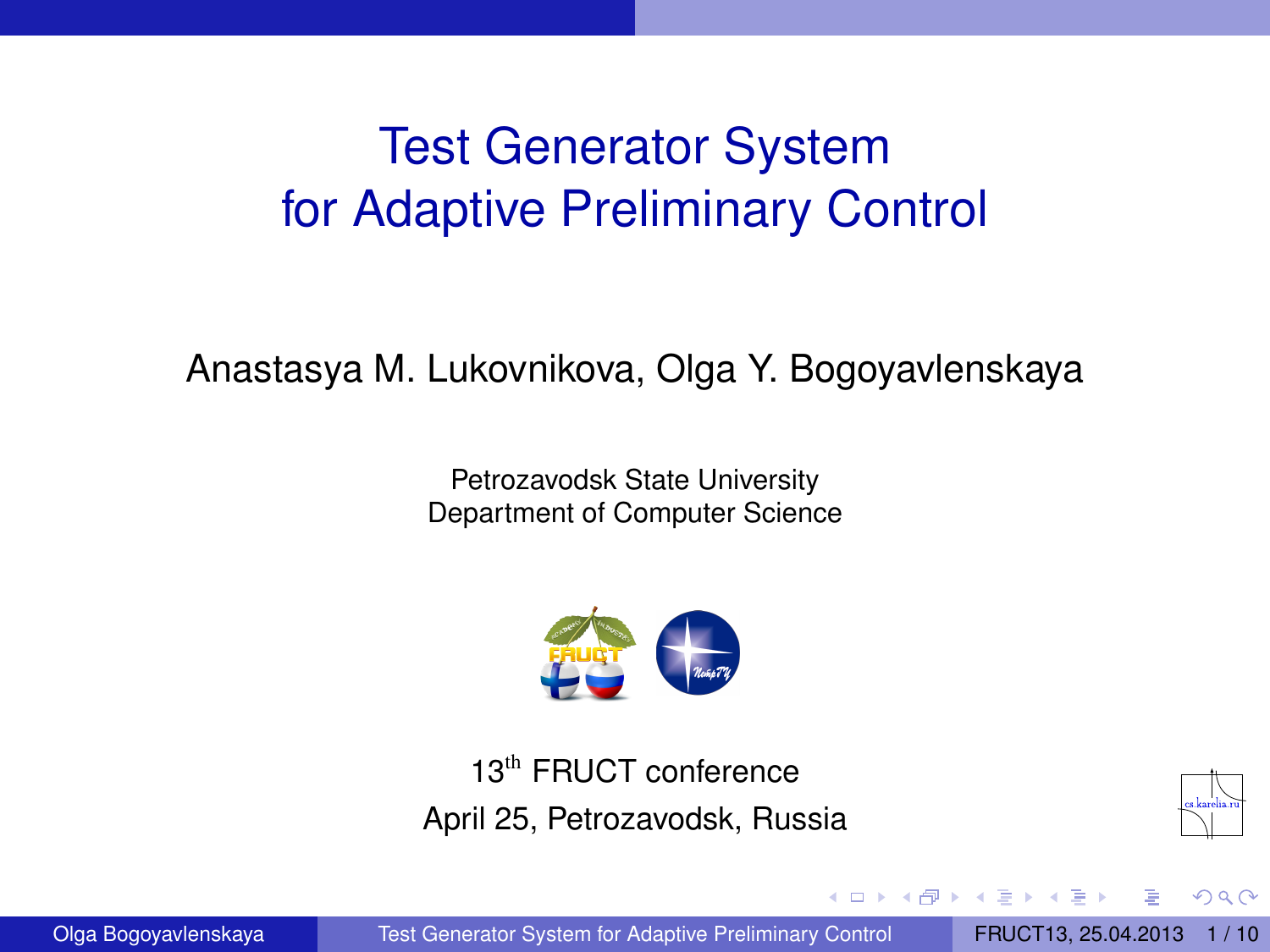# Test Generator System for Adaptive Preliminary Control

Anastasya M. Lukovnikova, Olga Y. Bogoyavlenskaya

Petrozavodsk State University
Department of Computer Science

13$^{\text{th}}$ FRUCT conference
April 25, Petrozavodsk, Russia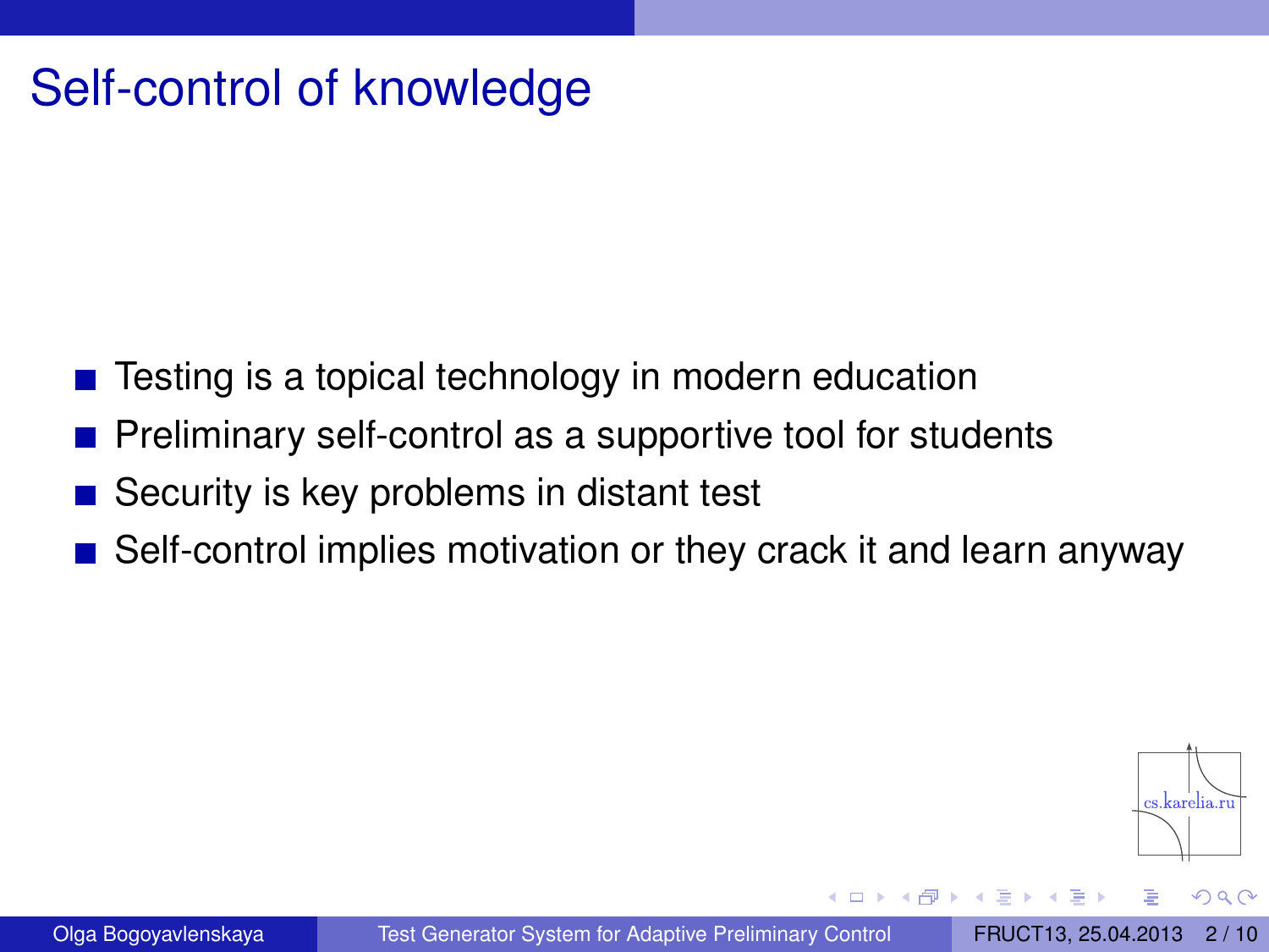# Self-control of knowledge

- Testing is a topical technology in modern education
- Preliminary self-control as a supportive tool for students
- Security is key problems in distant test
- Self-control implies motivation or they crack it and learn anyway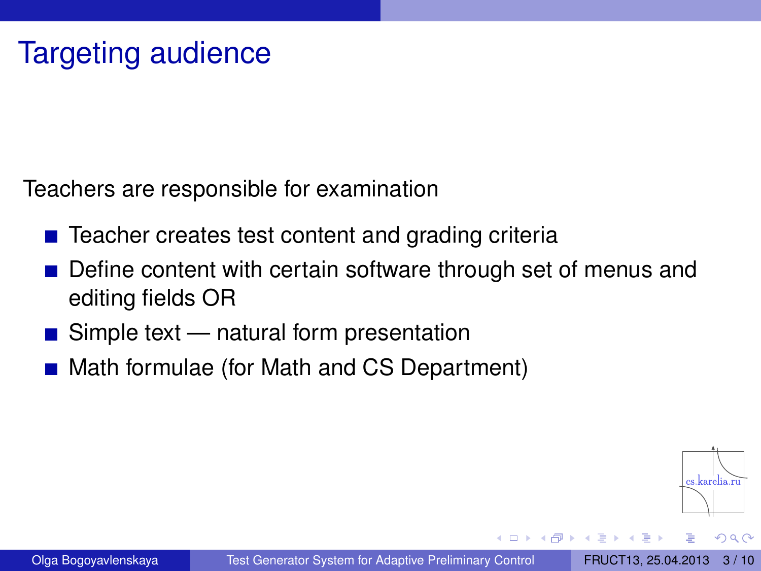# Targeting audience

Teachers are responsible for examination

- Teacher creates test content and grading criteria
- Define content with certain software through set of menus and editing fields OR
- Simple text — natural form presentation
- Math formulae (for Math and CS Department)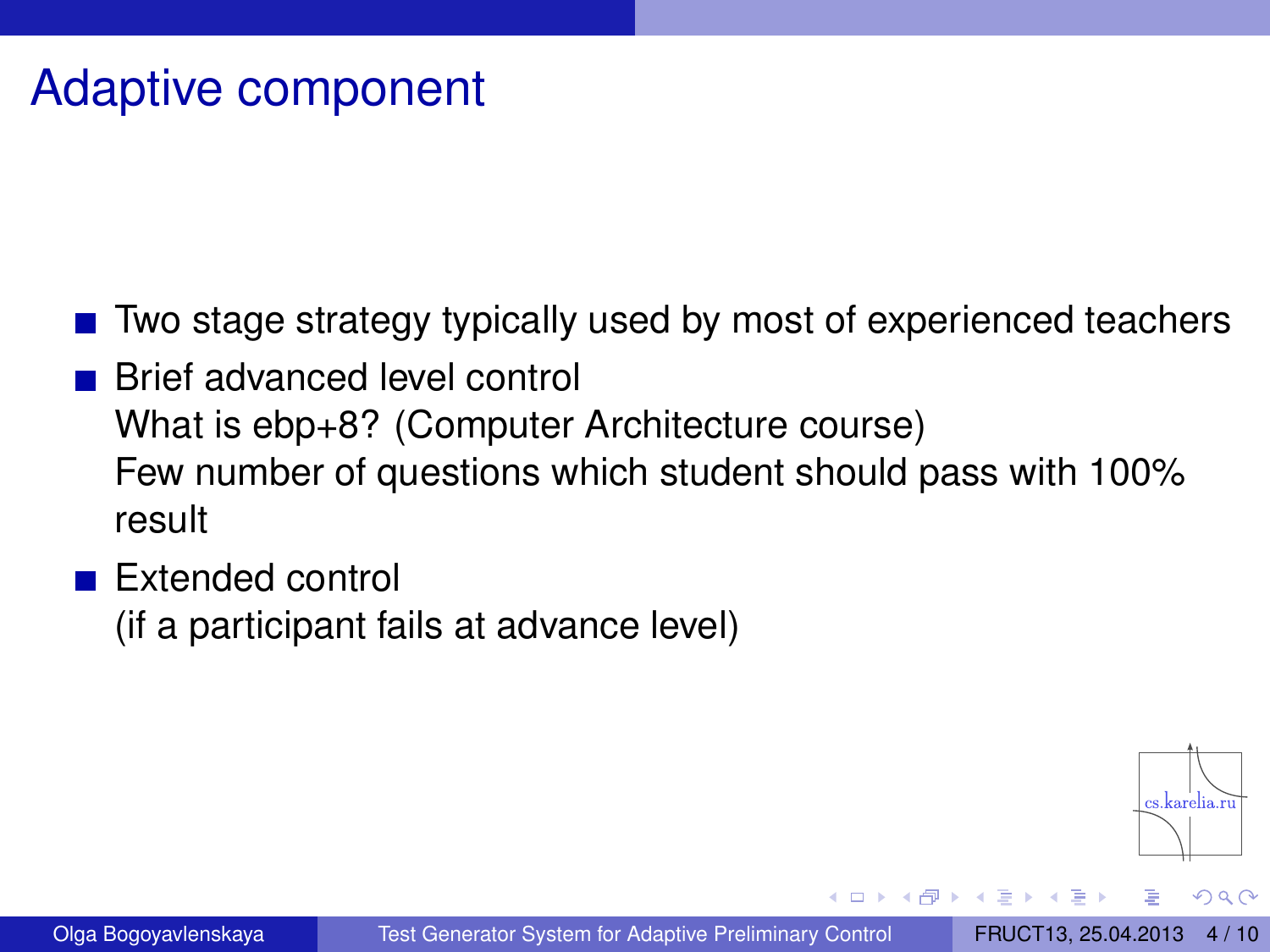# Adaptive component

- Two stage strategy typically used by most of experienced teachers
- Brief advanced level control
  What is ebp+8? (Computer Architecture course)
  Few number of questions which student should pass with 100% result
- Extended control
  (if a participant fails at advance level)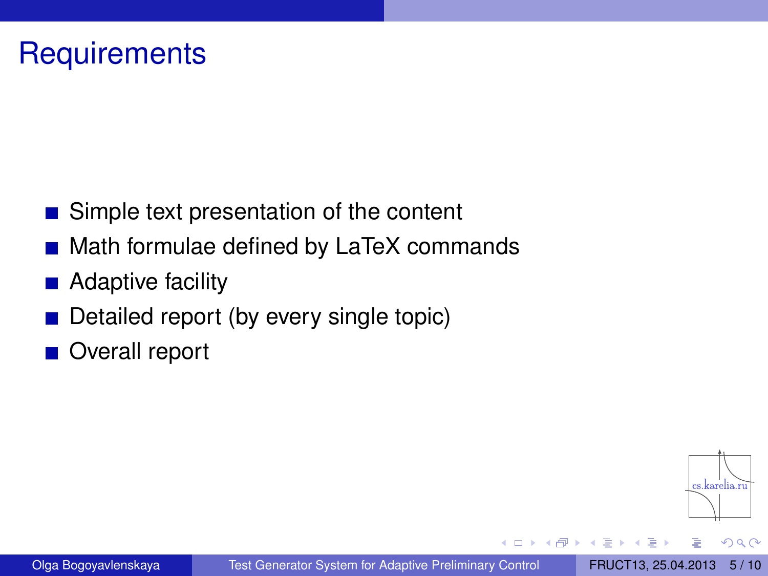# Requirements

- Simple text presentation of the content
- Math formulae defined by LaTeX commands
- Adaptive facility
- Detailed report (by every single topic)
- Overall report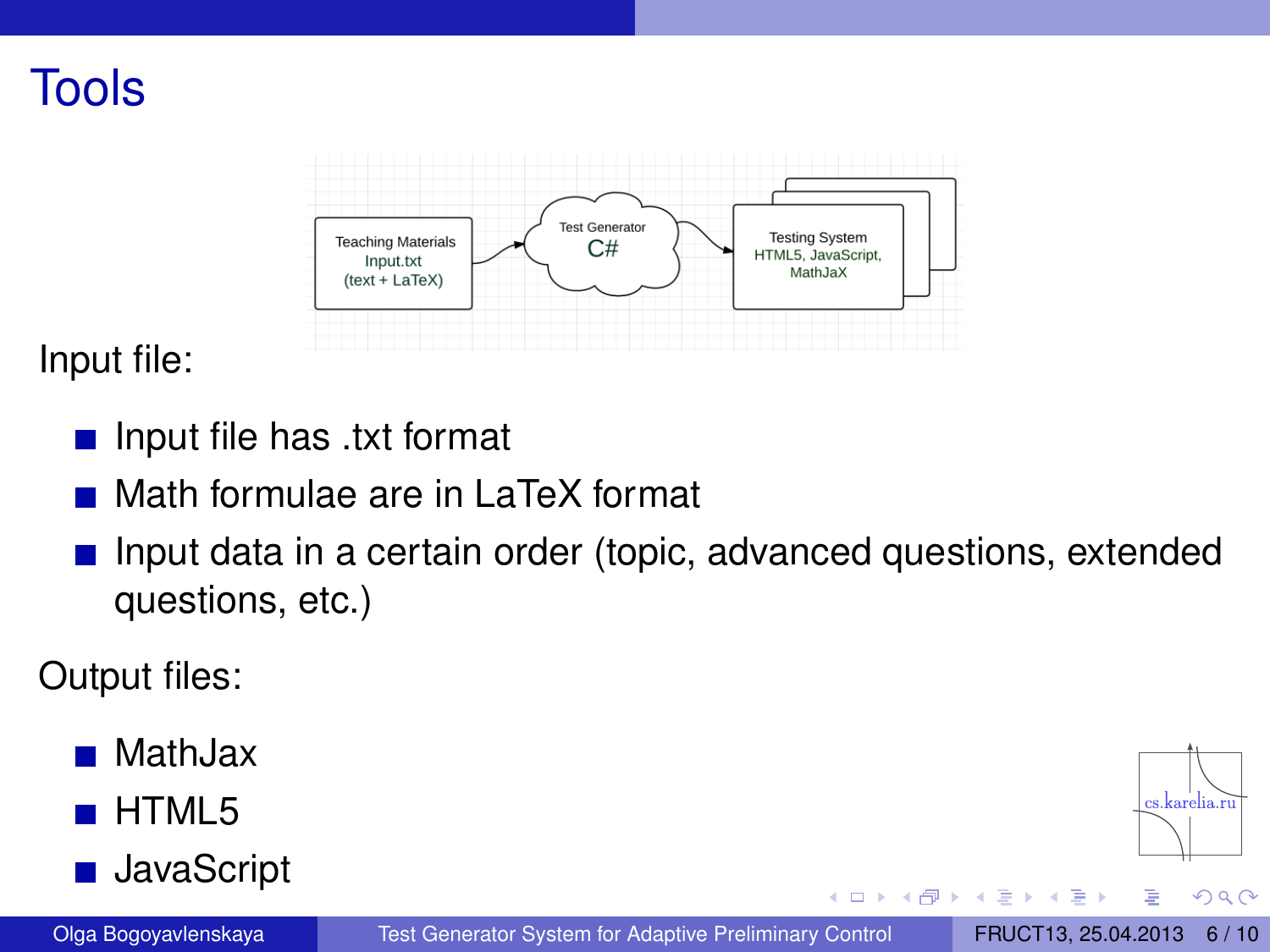# Tools

Teaching Materials
Input.txt
(text + LaTeX)

Test Generator
C#

Testing System
HTML5, JavaScript,
MathJaX

Input file:

- Input file has .txt format
- Math formulae are in LaTeX format
- Input data in a certain order (topic, advanced questions, extended questions, etc.)

Output files:

- MathJax
- HTML5
- JavaScript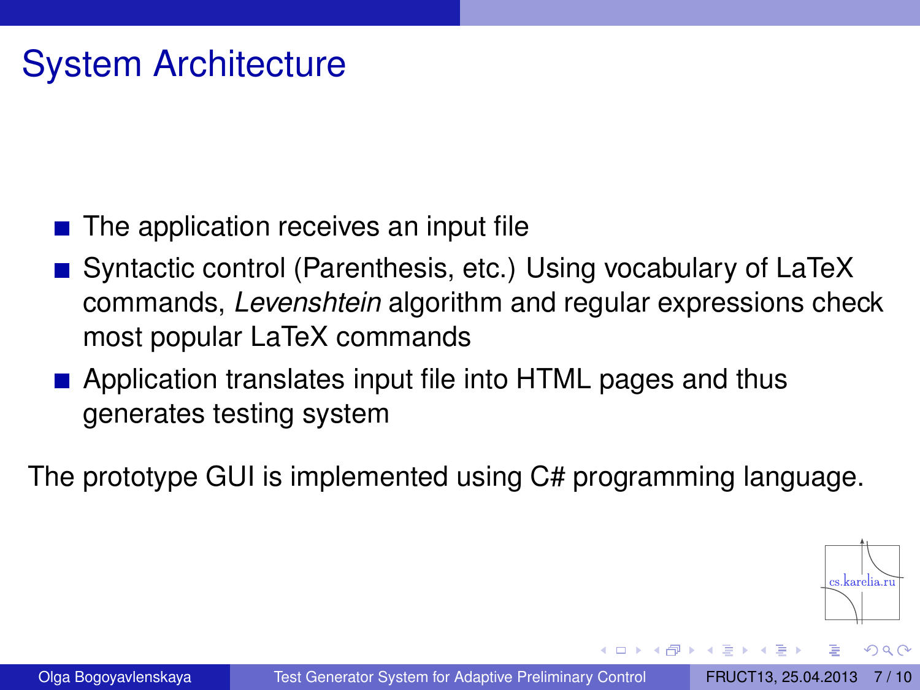# System Architecture

- The application receives an input file
- Syntactic control (Parenthesis, etc.) Using vocabulary of LaTeX commands, *Levenshtein* algorithm and regular expressions check most popular LaTeX commands
- Application translates input file into HTML pages and thus generates testing system

The prototype GUI is implemented using C# programming language.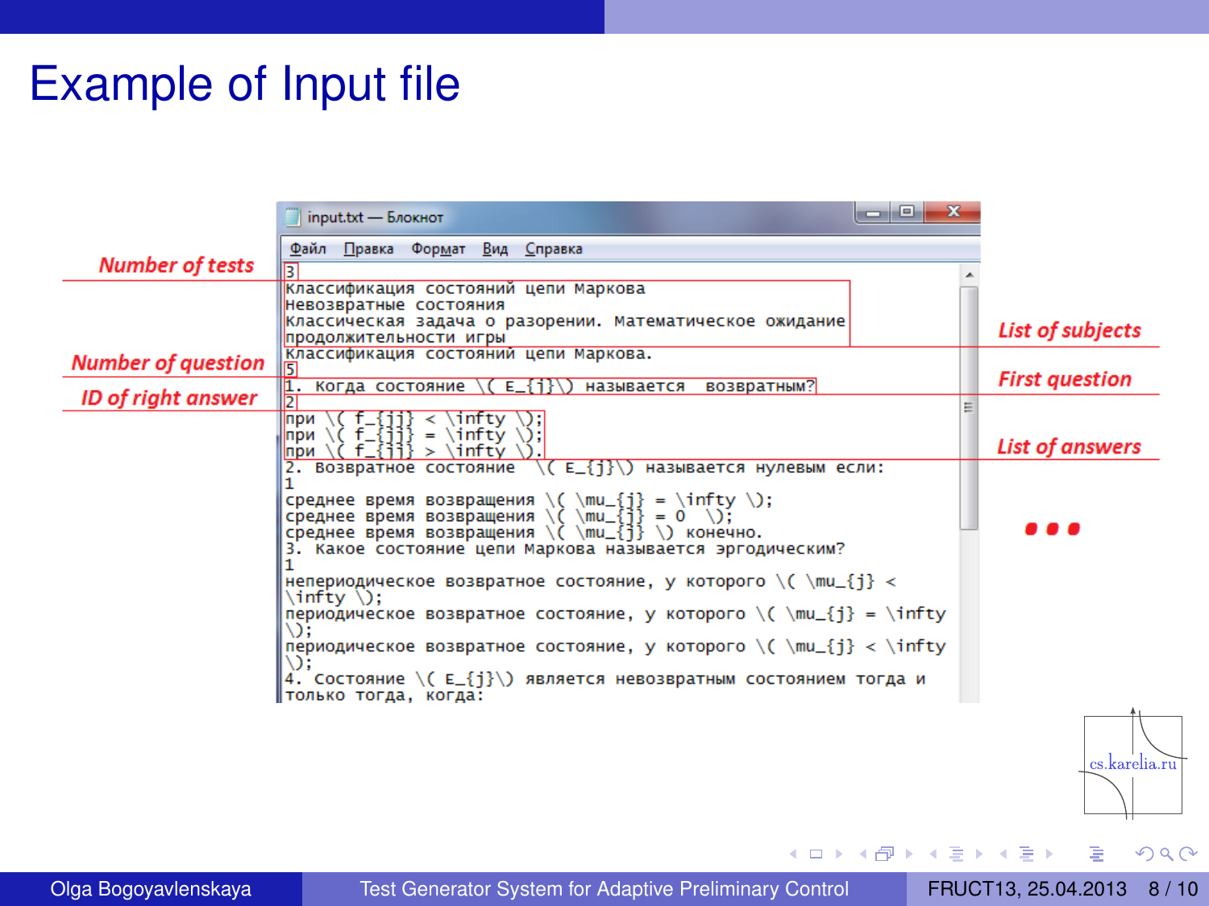# Example of Input file

input.txt — Блокнот

Файл Правка Формат Вид Справка

```
3
Классификация состояний цепи Маркова
Невозвратные состояния
Классическая задача о разорении. Математическое ожидание
продолжительности игры
Классификация состояний цепи Маркова.
5
1. Когда состояние \( E_{j}\) называется  возвратным?
2
при \( f_{jj} < \infty \);
при \( f_{jj} = \infty \);
при \( f_{jj} > \infty \).
2. Возвратное состояние  \( E_{j}\) называется нулевым если:
1
среднее время возвращения \( \mu_{j} = \infty \);
среднее время возвращения \( \mu_{j} = 0  \);
среднее время возвращения \( \mu_{j} \) конечно.
3. Какое состояние цепи Маркова называется эргодическим?
1
непериодическое возвратное состояние, у которого \( \mu_{j} <
\infty \);
периодическое возвратное состояние, у которого \( \mu_{j} = \infty
\);
периодическое возвратное состояние, у которого \( \mu_{j} < \infty
\);
4. Состояние \( E_{j}\) является невозвратным состоянием тогда и
только тогда, когда:
```

*Number of tests*

*Number of question*

*ID of right answer*

*List of subjects*

*First question*

*List of answers*

...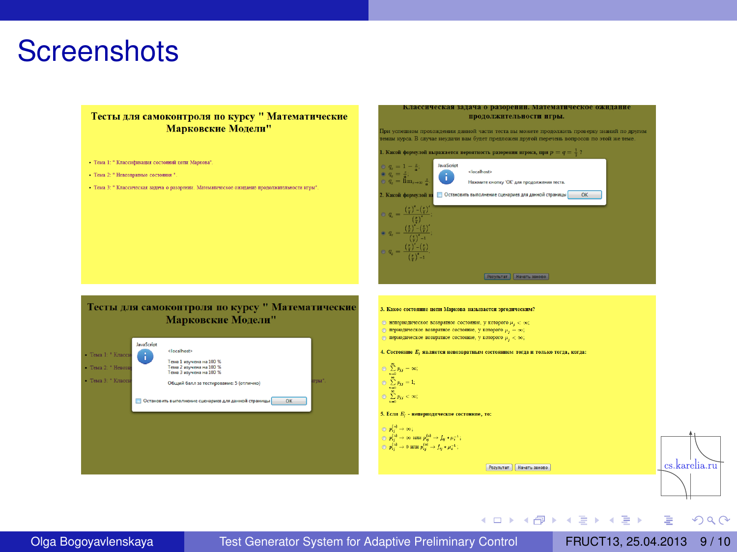# Screenshots

**Тесты для самоконтроля по курсу " Математические Марковские Модели"**

- Тема 1: " Классификация состояний цепи Маркова".
- Тема 2: " Невозвратные состояния ".
- Тема 3: " Классическая задача о разорении. Математическое ожидание продолжительности игры".

**Классическая задача о разорении. Математическое ожидание продолжительности игры.**

При успешном прохождении данной части теста вы можете продолжить проверку знаний по другим темам курса. В случае неудачи вам будет предложен другой перечень вопросов по этой же теме.

**1. Какой формулой выражается вероятность разорения игрока, при $p = q = \frac{1}{2}$ ?**

JavaScript
<localhost>
Нажмите кнопку 'OK' для продолжения теста.
Остановить выполнение сценариев для данной страницы OK

**2. Какой формулой вы...**

Результат | Начать заново

JavaScript
<localhost>
Тема 1 изучена на 100 %
Тема 2 изучена на 100 %
Тема 3 изучена на 100 %
Общий балл за тестирование: 5 (отлично)
Остановить выполнение сценариев для данной страницы OK

**3. Какое состояние цепи Маркова называется эргодическим?**

- непериодическое возвратное состояние, у которого $\mu_j < \infty$;
- периодическое возвратное состояние, у которого $\mu_j = \infty$;
- периодическое возвратное состояние, у которого $\mu_j < \infty$;

**4. Состояние $E_j$ является невозвратным состоянием тогда и только тогда, когда:**

- $\sum_{n=0}^{\infty} p_{jj} = \infty$;
- $\sum_{n=0}^{\infty} p_{jj} = 1$;
- $\sum_{n=0}^{\infty} p_{jj} < \infty$;

**5. Если $E_j$ - непериодическое состояние, то:**

- $p_{ij}^{(n)} \to \infty$;
- $p_{ij}^{(n)} \to \infty$ или $p_{ij}^{(n)} \to f_{ij} * \mu_j^{-1}$;
- $p_{ij}^{(n)} \to 0$ или $p_{ij}^{(n)} \to f_{ij} * \mu_j^{-1}$;

Результат | Начать заново

cs.karelia.ru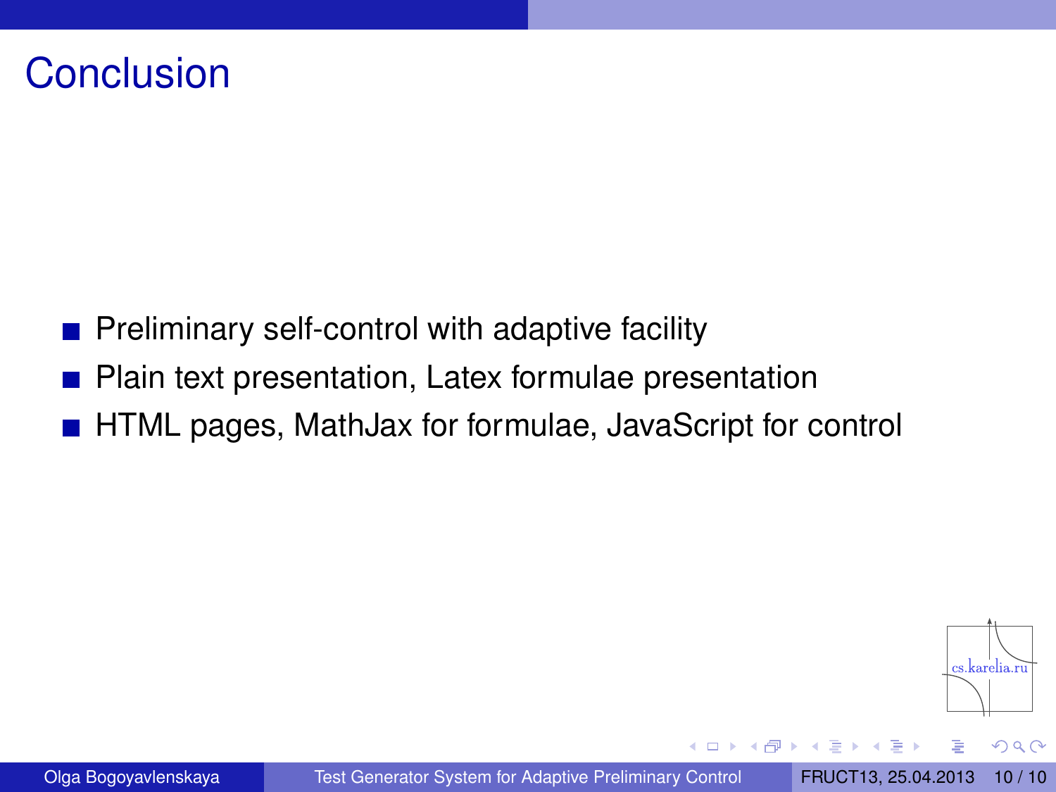# Conclusion

- Preliminary self-control with adaptive facility
- Plain text presentation, Latex formulae presentation
- HTML pages, MathJax for formulae, JavaScript for control